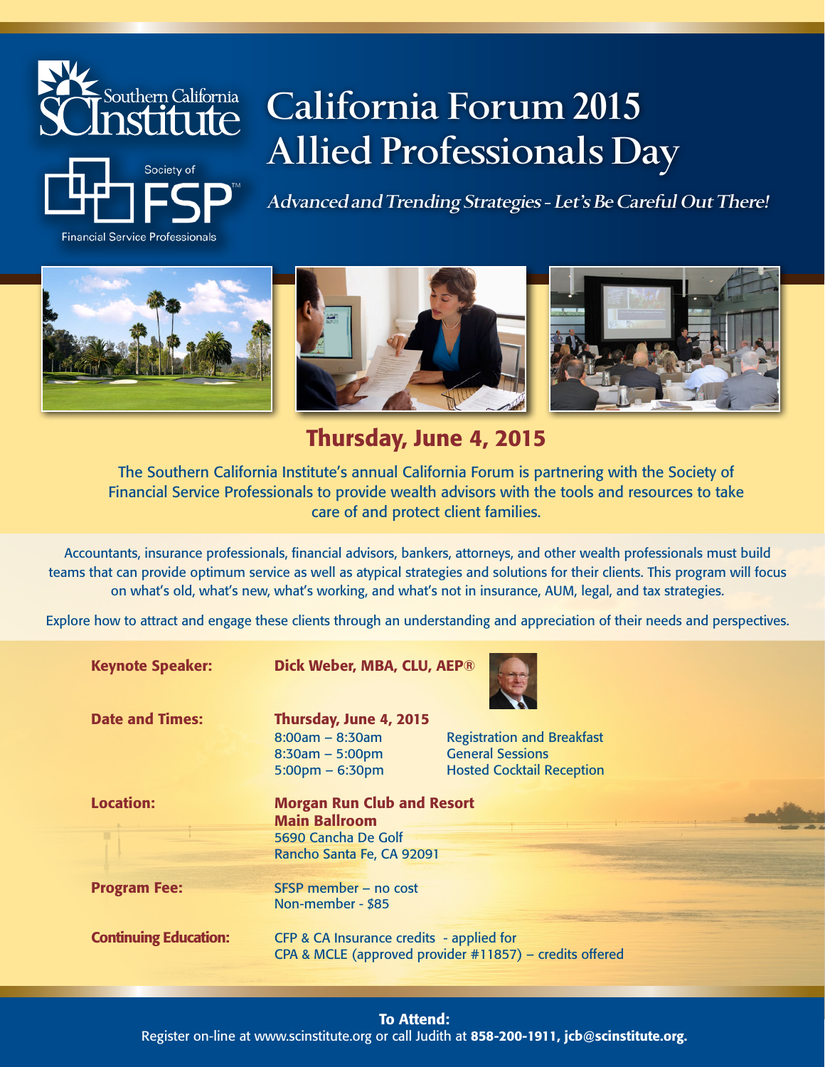Southern California SCInstitute

Society of FSP™ Financial Service Professionals

# California Forum 2015 Allied Professionals Day

***Advanced and Trending Strategies - Let's Be Careful Out There!***

## Thursday, June 4, 2015

The Southern California Institute's annual California Forum is partnering with the Society of Financial Service Professionals to provide wealth advisors with the tools and resources to take care of and protect client families.

Accountants, insurance professionals, financial advisors, bankers, attorneys, and other wealth professionals must build teams that can provide optimum service as well as atypical strategies and solutions for their clients. This program will focus on what's old, what's new, what's working, and what's not in insurance, AUM, legal, and tax strategies.

Explore how to attract and engage these clients through an understanding and appreciation of their needs and perspectives.

**Keynote Speaker:** **Dick Weber, MBA, CLU, AEP®**

**Date and Times:** **Thursday, June 4, 2015**

| | |
|---|---|
| 8:00am – 8:30am | Registration and Breakfast |
| 8:30am – 5:00pm | General Sessions |
| 5:00pm – 6:30pm | Hosted Cocktail Reception |

**Location:**
**Morgan Run Club and Resort**
**Main Ballroom**
5690 Cancha De Golf
Rancho Santa Fe, CA 92091

**Program Fee:**
SFSP member – no cost
Non-member - $85

**Continuing Education:**
CFP & CA Insurance credits - applied for
CPA & MCLE (approved provider #11857) – credits offered

**To Attend:**
Register on-line at www.scinstitute.org or call Judith at **858-200-1911, jcb@scinstitute.org.**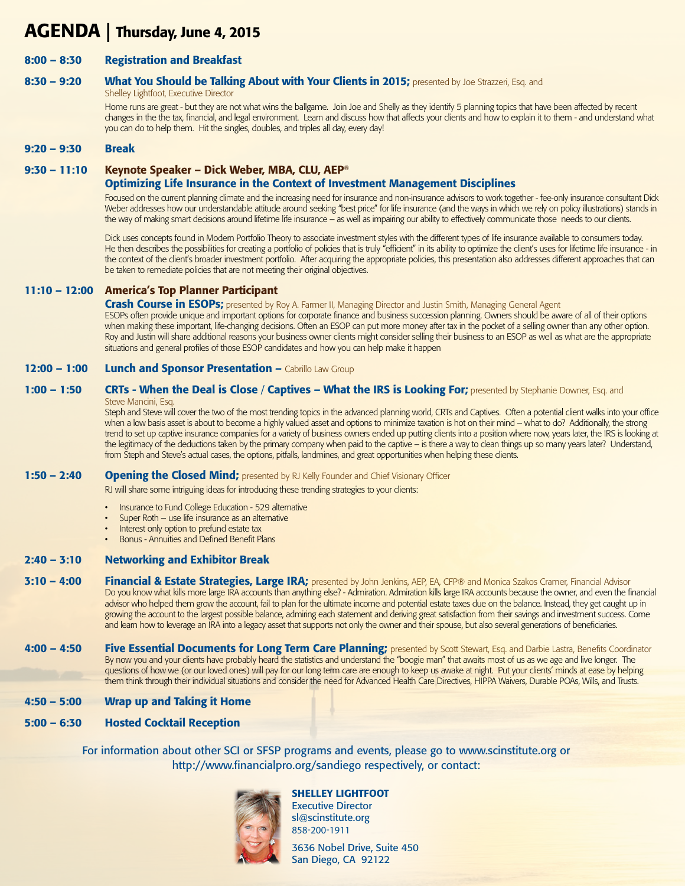# AGENDA | Thursday, June 4, 2015

**8:00 – 8:30** **Registration and Breakfast**

**8:30 – 9:20** **What You Should be Talking About with Your Clients in 2015;** presented by Joe Strazzeri, Esq. and Shelley Lightfoot, Executive Director

Home runs are great - but they are not what wins the ballgame. Join Joe and Shelly as they identify 5 planning topics that have been affected by recent changes in the the tax, financial, and legal environment. Learn and discuss how that affects your clients and how to explain it to them - and understand what you can do to help them. Hit the singles, doubles, and triples all day, every day!

**9:20 – 9:30** **Break**

**9:30 – 11:10** **Keynote Speaker – Dick Weber, MBA, CLU, AEP®**
**Optimizing Life Insurance in the Context of Investment Management Disciplines**

Focused on the current planning climate and the increasing need for insurance and non-insurance advisors to work together - fee-only insurance consultant Dick Weber addresses how our understandable attitude around seeking "best price" for life insurance (and the ways in which we rely on policy illustrations) stands in the way of making smart decisions around lifetime life insurance – as well as impairing our ability to effectively communicate those needs to our clients.

Dick uses concepts found in Modern Portfolio Theory to associate investment styles with the different types of life insurance available to consumers today. He then describes the possibilities for creating a portfolio of policies that is truly "efficient" in its ability to optimize the client's uses for lifetime life insurance - in the context of the client's broader investment portfolio. After acquiring the appropriate policies, this presentation also addresses different approaches that can be taken to remediate policies that are not meeting their original objectives.

**11:10 – 12:00** **America's Top Planner Participant**
**Crash Course in ESOPs;** presented by Roy A. Farmer II, Managing Director and Justin Smith, Managing General Agent

ESOPs often provide unique and important options for corporate finance and business succession planning. Owners should be aware of all of their options when making these important, life-changing decisions. Often an ESOP can put more money after tax in the pocket of a selling owner than any other option. Roy and Justin will share additional reasons your business owner clients might consider selling their business to an ESOP as well as what are the appropriate situations and general profiles of those ESOP candidates and how you can help make it happen

**12:00 – 1:00** **Lunch and Sponsor Presentation –** Cabrillo Law Group

**1:00 – 1:50** **CRTs - When the Deal is Close / Captives – What the IRS is Looking For;** presented by Stephanie Downer, Esq. and Steve Mancini, Esq.

Steph and Steve will cover the two of the most trending topics in the advanced planning world, CRTs and Captives. Often a potential client walks into your office when a low basis asset is about to become a highly valued asset and options to minimize taxation is hot on their mind – what to do? Additionally, the strong trend to set up captive insurance companies for a variety of business owners ended up putting clients into a position where now, years later, the IRS is looking at the legitimacy of the deductions taken by the primary company when paid to the captive – is there a way to clean things up so many years later? Understand, from Steph and Steve's actual cases, the options, pitfalls, landmines, and great opportunities when helping these clients.

**1:50 – 2:40** **Opening the Closed Mind;** presented by RJ Kelly Founder and Chief Visionary Officer

RJ will share some intriguing ideas for introducing these trending strategies to your clients:

- Insurance to Fund College Education - 529 alternative
- Super Roth – use life insurance as an alternative
- Interest only option to prefund estate tax
- Bonus - Annuities and Defined Benefit Plans

**2:40 – 3:10** **Networking and Exhibitor Break**

**3:10 – 4:00** **Financial & Estate Strategies, Large IRA;** presented by John Jenkins, AEP, EA, CFP® and Monica Szakos Cramer, Financial Advisor

Do you know what kills more large IRA accounts than anything else? - Admiration. Admiration kills large IRA accounts because the owner, and even the financial advisor who helped them grow the account, fail to plan for the ultimate income and potential estate taxes due on the balance. Instead, they get caught up in growing the account to the largest possible balance, admiring each statement and deriving great satisfaction from their savings and investment success. Come and learn how to leverage an IRA into a legacy asset that supports not only the owner and their spouse, but also several generations of beneficiaries.

**4:00 – 4:50** **Five Essential Documents for Long Term Care Planning;** presented by Scott Stewart, Esq. and Darbie Lastra, Benefits Coordinator

By now you and your clients have probably heard the statistics and understand the "boogie man" that awaits most of us as we age and live longer. The questions of how we (or our loved ones) will pay for our long term care are enough to keep us awake at night. Put your clients' minds at ease by helping them think through their individual situations and consider the need for Advanced Health Care Directives, HIPPA Waivers, Durable POAs, Wills, and Trusts.

**4:50 – 5:00** **Wrap up and Taking it Home**

**5:00 – 6:30** **Hosted Cocktail Reception**

For information about other SCI or SFSP programs and events, please go to www.scinstitute.org or http://www.financialpro.org/sandiego respectively, or contact:

**SHELLEY LIGHTFOOT**
Executive Director
sl@scinstitute.org
858-200-1911

3636 Nobel Drive, Suite 450
San Diego, CA 92122